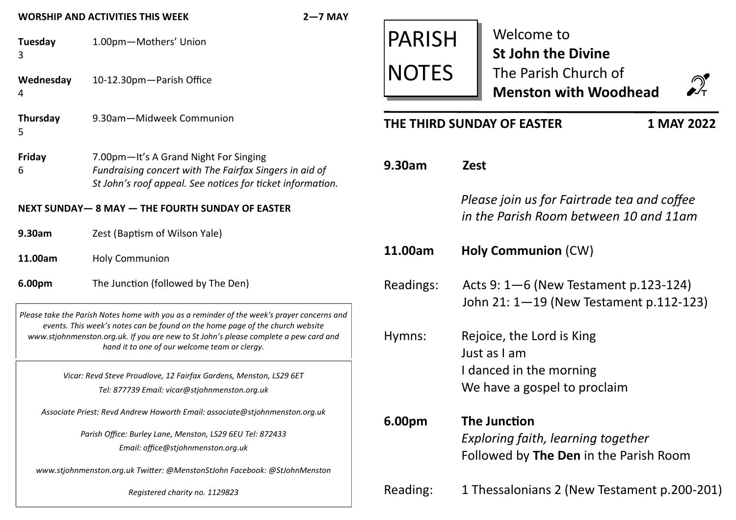# PARISH NOTES

Welcome to
**St John the Divine**
The Parish Church of
**Menston with Woodhead**

## THE THIRD SUNDAY OF EASTER — 1 MAY 2022

**9.30am** **Zest**

*Please join us for Fairtrade tea and coffee in the Parish Room between 10 and 11am*

**11.00am** **Holy Communion** (CW)

Readings:
Acts 9: 1—6 (New Testament p.123-124)
John 21: 1—19 (New Testament p.112-123)

Hymns:
Rejoice, the Lord is King
Just as I am
I danced in the morning
We have a gospel to proclaim

**6.00pm** **The Junction**
*Exploring faith, learning together*
Followed by **The Den** in the Parish Room

Reading: 1 Thessalonians 2 (New Testament p.200-201)

## WORSHIP AND ACTIVITIES THIS WEEK — 2—7 MAY

**Tuesday 3** — 1.00pm—Mothers' Union

**Wednesday 4** — 10-12.30pm—Parish Office

**Thursday 5** — 9.30am—Midweek Communion

**Friday 6** — 7.00pm—It's A Grand Night For Singing
*Fundraising concert with The Fairfax Singers in aid of St John's roof appeal. See notices for ticket information.*

## NEXT SUNDAY— 8 MAY — THE FOURTH SUNDAY OF EASTER

**9.30am** Zest (Baptism of Wilson Yale)

**11.00am** Holy Communion

**6.00pm** The Junction (followed by The Den)

*Please take the Parish Notes home with you as a reminder of the week's prayer concerns and events. This week's notes can be found on the home page of the church website www.stjohnmenston.org.uk. If you are new to St John's please complete a pew card and hand it to one of our welcome team or clergy.*

*Vicar: Revd Steve Proudlove, 12 Fairfax Gardens, Menston, LS29 6ET*
*Tel: 877739 Email: vicar@stjohnmenston.org.uk*

*Associate Priest: Revd Andrew Howorth Email: associate@stjohnmenston.org.uk*

*Parish Office: Burley Lane, Menston, LS29 6EU Tel: 872433*
*Email: office@stjohnmenston.org.uk*

*www.stjohnmenston.org.uk Twitter: @MenstonStJohn Facebook: @StJohnMenston*

*Registered charity no. 1129823*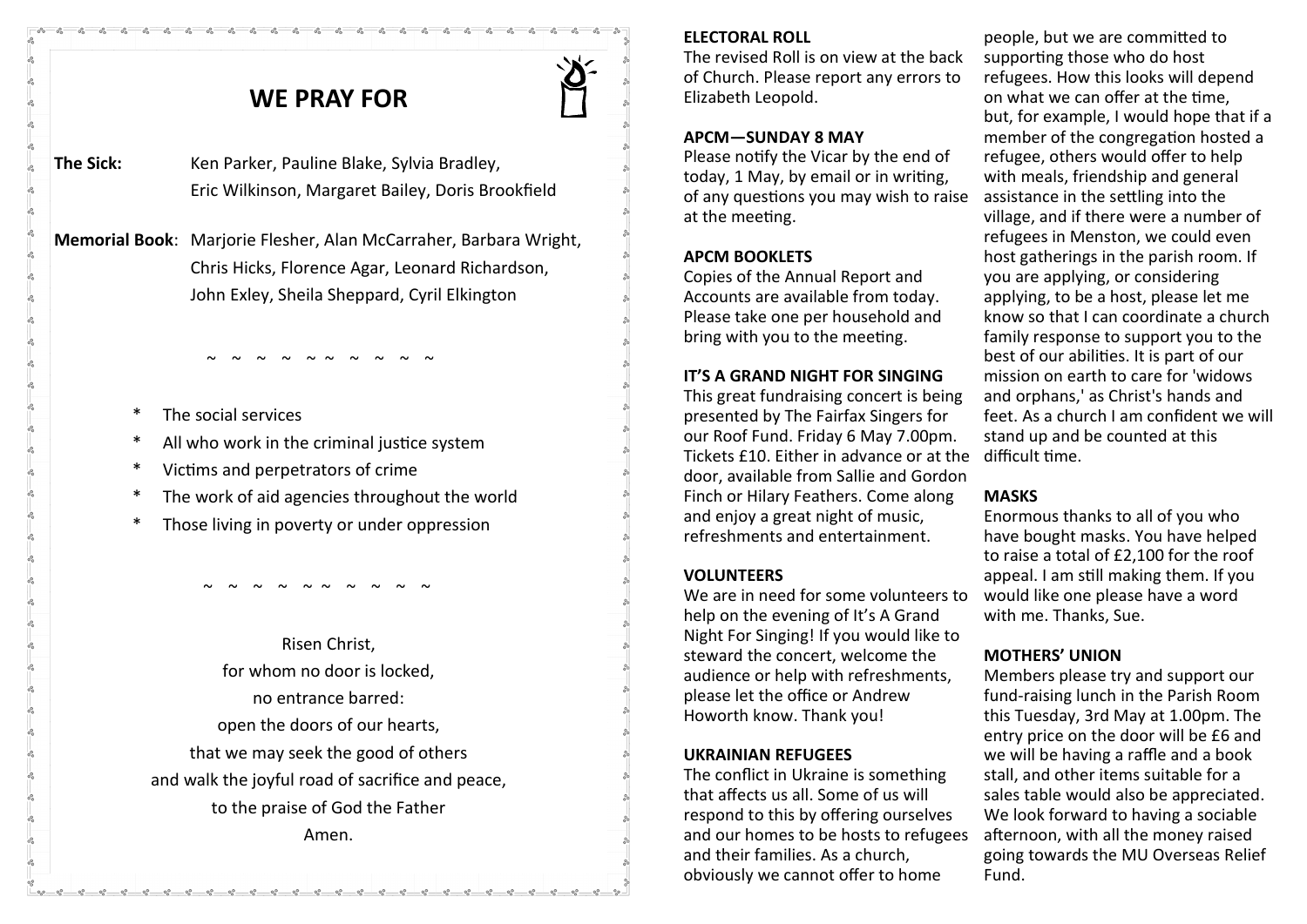# WE PRAY FOR

**The Sick:** Ken Parker, Pauline Blake, Sylvia Bradley, Eric Wilkinson, Margaret Bailey, Doris Brookfield

**Memorial Book**: Marjorie Flesher, Alan McCarraher, Barbara Wright, Chris Hicks, Florence Agar, Leonard Richardson, John Exley, Sheila Sheppard, Cyril Elkington

~ ~ ~ ~ ~ ~ ~ ~ ~ ~

* The social services
* All who work in the criminal justice system
* Victims and perpetrators of crime
* The work of aid agencies throughout the world
* Those living in poverty or under oppression

~ ~ ~ ~ ~ ~ ~ ~ ~ ~

Risen Christ,
for whom no door is locked,
no entrance barred:
open the doors of our hearts,
that we may seek the good of others
and walk the joyful road of sacrifice and peace,
to the praise of God the Father
Amen.

**ELECTORAL ROLL**
The revised Roll is on view at the back of Church. Please report any errors to Elizabeth Leopold.

**APCM—SUNDAY 8 MAY**
Please notify the Vicar by the end of today, 1 May, by email or in writing, of any questions you may wish to raise at the meeting.

**APCM BOOKLETS**
Copies of the Annual Report and Accounts are available from today. Please take one per household and bring with you to the meeting.

**IT'S A GRAND NIGHT FOR SINGING**
This great fundraising concert is being presented by The Fairfax Singers for our Roof Fund. Friday 6 May 7.00pm. Tickets £10. Either in advance or at the door, available from Sallie and Gordon Finch or Hilary Feathers. Come along and enjoy a great night of music, refreshments and entertainment.

**VOLUNTEERS**
We are in need for some volunteers to help on the evening of It's A Grand Night For Singing! If you would like to steward the concert, welcome the audience or help with refreshments, please let the office or Andrew Howorth know. Thank you!

**UKRAINIAN REFUGEES**
The conflict in Ukraine is something that affects us all. Some of us will respond to this by offering ourselves and our homes to be hosts to refugees and their families. As a church, obviously we cannot offer to home people, but we are committed to supporting those who do host refugees. How this looks will depend on what we can offer at the time, but, for example, I would hope that if a member of the congregation hosted a refugee, others would offer to help with meals, friendship and general assistance in the settling into the village, and if there were a number of refugees in Menston, we could even host gatherings in the parish room. If you are applying, or considering applying, to be a host, please let me know so that I can coordinate a church family response to support you to the best of our abilities. It is part of our mission on earth to care for 'widows and orphans,' as Christ's hands and feet. As a church I am confident we will stand up and be counted at this difficult time.

**MASKS**
Enormous thanks to all of you who have bought masks. You have helped to raise a total of £2,100 for the roof appeal. I am still making them. If you would like one please have a word with me. Thanks, Sue.

**MOTHERS' UNION**
Members please try and support our fund-raising lunch in the Parish Room this Tuesday, 3rd May at 1.00pm. The entry price on the door will be £6 and we will be having a raffle and a book stall, and other items suitable for a sales table would also be appreciated. We look forward to having a sociable afternoon, with all the money raised going towards the MU Overseas Relief Fund.